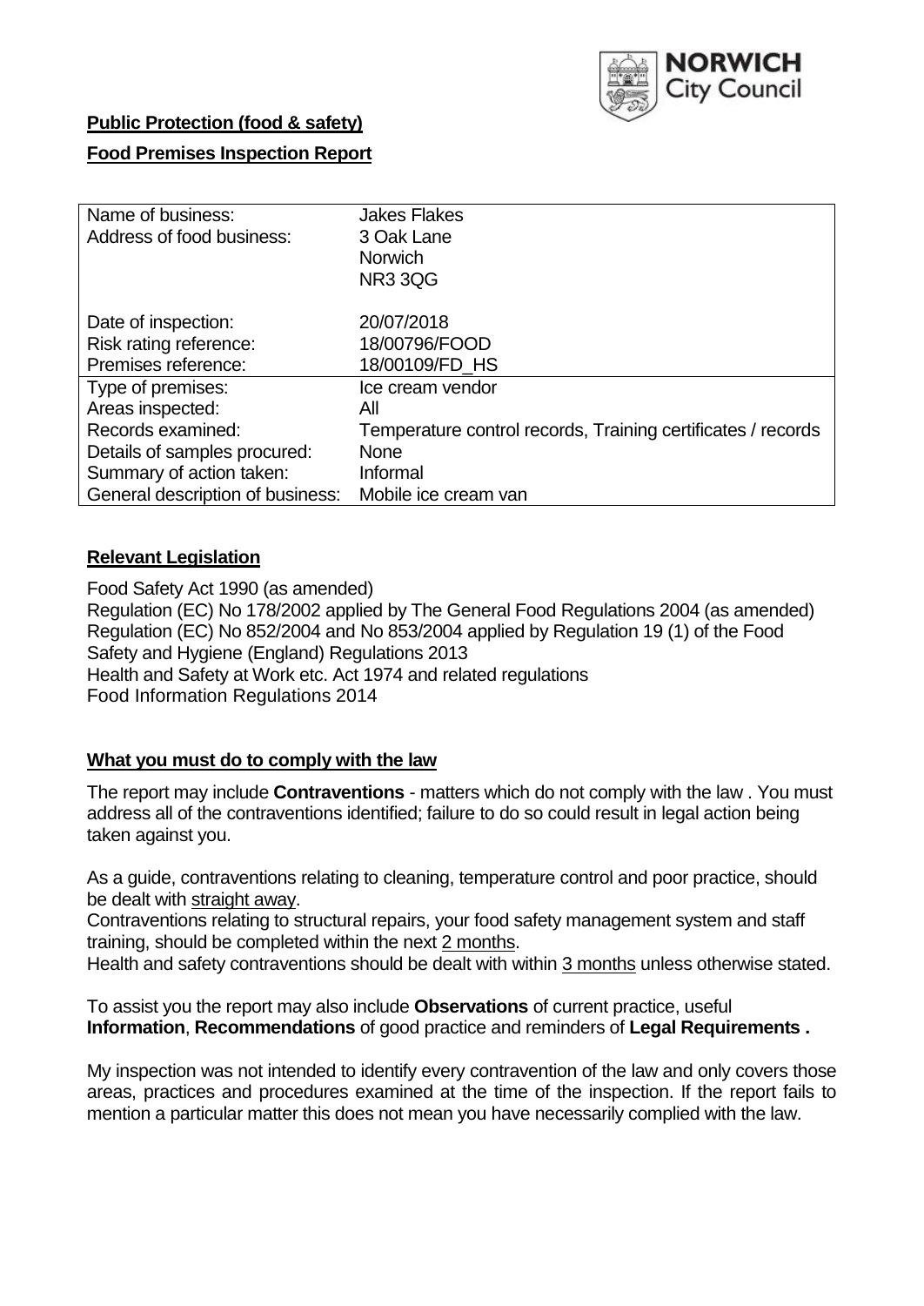**Public Protection (food & safety)**

**Food Premises Inspection Report**

| Name of business: | Jakes Flakes |
|---|---|
| Address of food business: | 3 Oak Lane<br>Norwich<br>NR3 3QG |
| Date of inspection: | 20/07/2018 |
| Risk rating reference: | 18/00796/FOOD |
| Premises reference: | 18/00109/FD_HS |
| Type of premises: | Ice cream vendor |
| Areas inspected: | All |
| Records examined: | Temperature control records, Training certificates / records |
| Details of samples procured: | None |
| Summary of action taken: | Informal |
| General description of business: | Mobile ice cream van |

## Relevant Legislation

Food Safety Act 1990 (as amended)
Regulation (EC) No 178/2002 applied by The General Food Regulations 2004 (as amended)
Regulation (EC) No 852/2004 and No 853/2004 applied by Regulation 19 (1) of the Food Safety and Hygiene (England) Regulations 2013
Health and Safety at Work etc. Act 1974 and related regulations
Food Information Regulations 2014

## What you must do to comply with the law

The report may include **Contraventions** - matters which do not comply with the law . You must address all of the contraventions identified; failure to do so could result in legal action being taken against you.

As a guide, contraventions relating to cleaning, temperature control and poor practice, should be dealt with straight away.
Contraventions relating to structural repairs, your food safety management system and staff training, should be completed within the next 2 months.
Health and safety contraventions should be dealt with within 3 months unless otherwise stated.

To assist you the report may also include **Observations** of current practice, useful **Information**, **Recommendations** of good practice and reminders of **Legal Requirements .**

My inspection was not intended to identify every contravention of the law and only covers those areas, practices and procedures examined at the time of the inspection. If the report fails to mention a particular matter this does not mean you have necessarily complied with the law.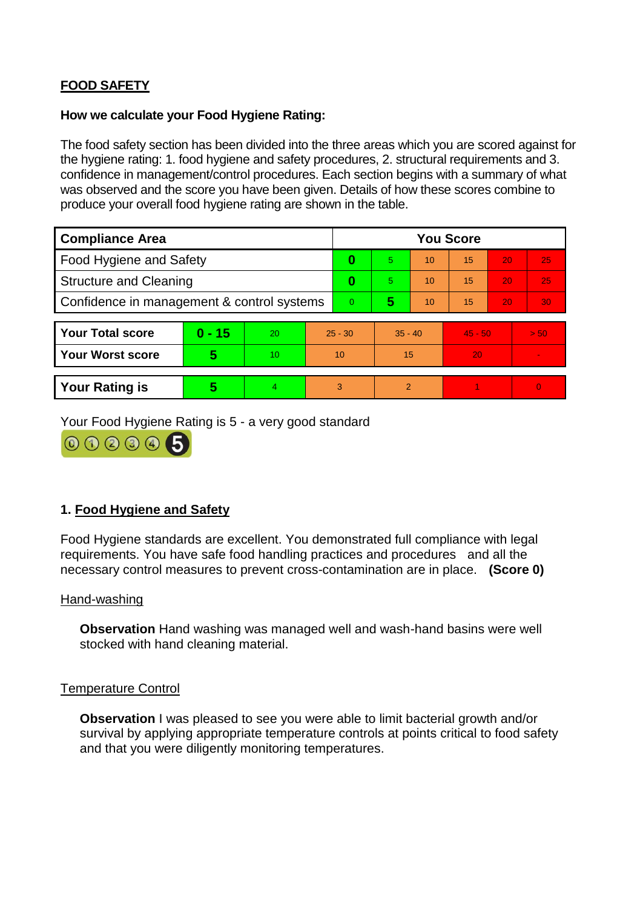## FOOD SAFETY

**How we calculate your Food Hygiene Rating:**

The food safety section has been divided into the three areas which you are scored against for the hygiene rating: 1. food hygiene and safety procedures, 2. structural requirements and 3. confidence in management/control procedures. Each section begins with a summary of what was observed and the score you have been given. Details of how these scores combine to produce your overall food hygiene rating are shown in the table.

| Compliance Area | You Score | | | | | |
|---|---|---|---|---|---|---|
| Food Hygiene and Safety | **0** | 5 | 10 | 15 | 20 | 25 |
| Structure and Cleaning | **0** | 5 | 10 | 15 | 20 | 25 |
| Confidence in management & control systems | 0 | **5** | 10 | 15 | 20 | 30 |

| | | | | | | |
|---|---|---|---|---|---|---|
| **Your Total score** | **0 - 15** | 20 | 25 - 30 | 35 - 40 | 45 - 50 | > 50 |
| **Your Worst score** | **5** | 10 | 10 | 15 | 20 | - |
| **Your Rating is** | **5** | 4 | 3 | 2 | 1 | 0 |

Your Food Hygiene Rating is 5 - a very good standard

## 1. Food Hygiene and Safety

Food Hygiene standards are excellent. You demonstrated full compliance with legal requirements. You have safe food handling practices and procedures and all the necessary control measures to prevent cross-contamination are in place. **(Score 0)**

### Hand-washing

**Observation** Hand washing was managed well and wash-hand basins were well stocked with hand cleaning material.

### Temperature Control

**Observation** I was pleased to see you were able to limit bacterial growth and/or survival by applying appropriate temperature controls at points critical to food safety and that you were diligently monitoring temperatures.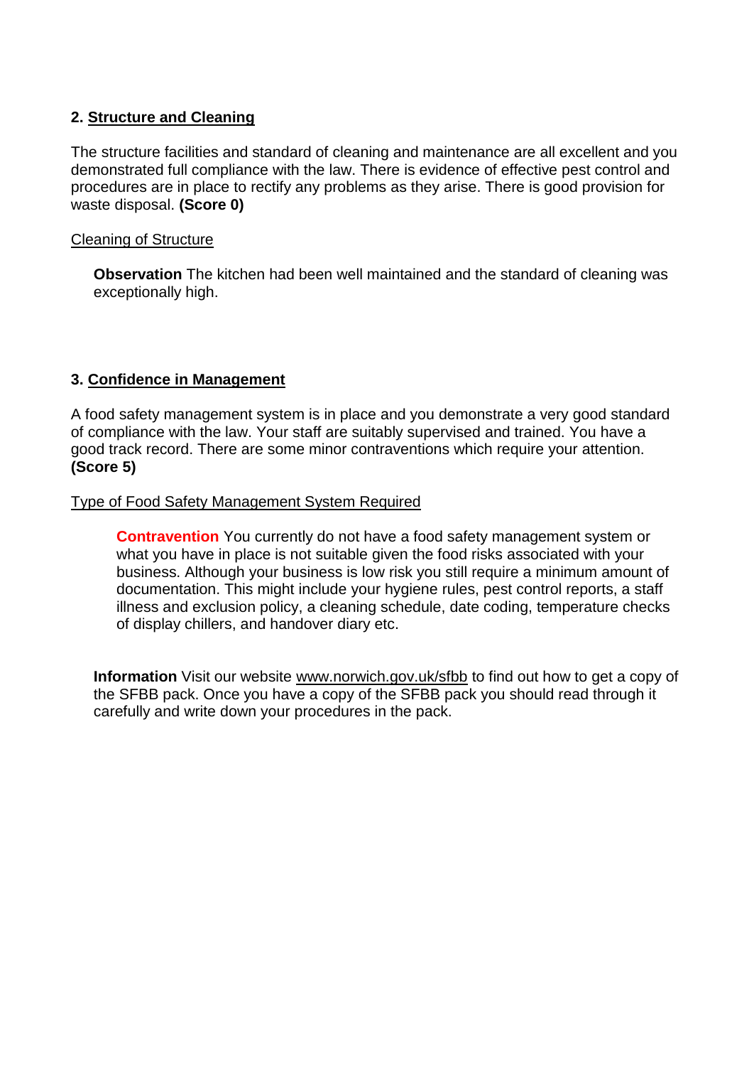## 2. <u>Structure and Cleaning</u>

The structure facilities and standard of cleaning and maintenance are all excellent and you demonstrated full compliance with the law. There is evidence of effective pest control and procedures are in place to rectify any problems as they arise. There is good provision for waste disposal. **(Score 0)**

<u>Cleaning of Structure</u>

**Observation** The kitchen had been well maintained and the standard of cleaning was exceptionally high.

## 3. <u>Confidence in Management</u>

A food safety management system is in place and you demonstrate a very good standard of compliance with the law. Your staff are suitably supervised and trained. You have a good track record. There are some minor contraventions which require your attention. **(Score 5)**

<u>Type of Food Safety Management System Required</u>

**Contravention** You currently do not have a food safety management system or what you have in place is not suitable given the food risks associated with your business. Although your business is low risk you still require a minimum amount of documentation. This might include your hygiene rules, pest control reports, a staff illness and exclusion policy, a cleaning schedule, date coding, temperature checks of display chillers, and handover diary etc.

**Information** Visit our website www.norwich.gov.uk/sfbb to find out how to get a copy of the SFBB pack. Once you have a copy of the SFBB pack you should read through it carefully and write down your procedures in the pack.